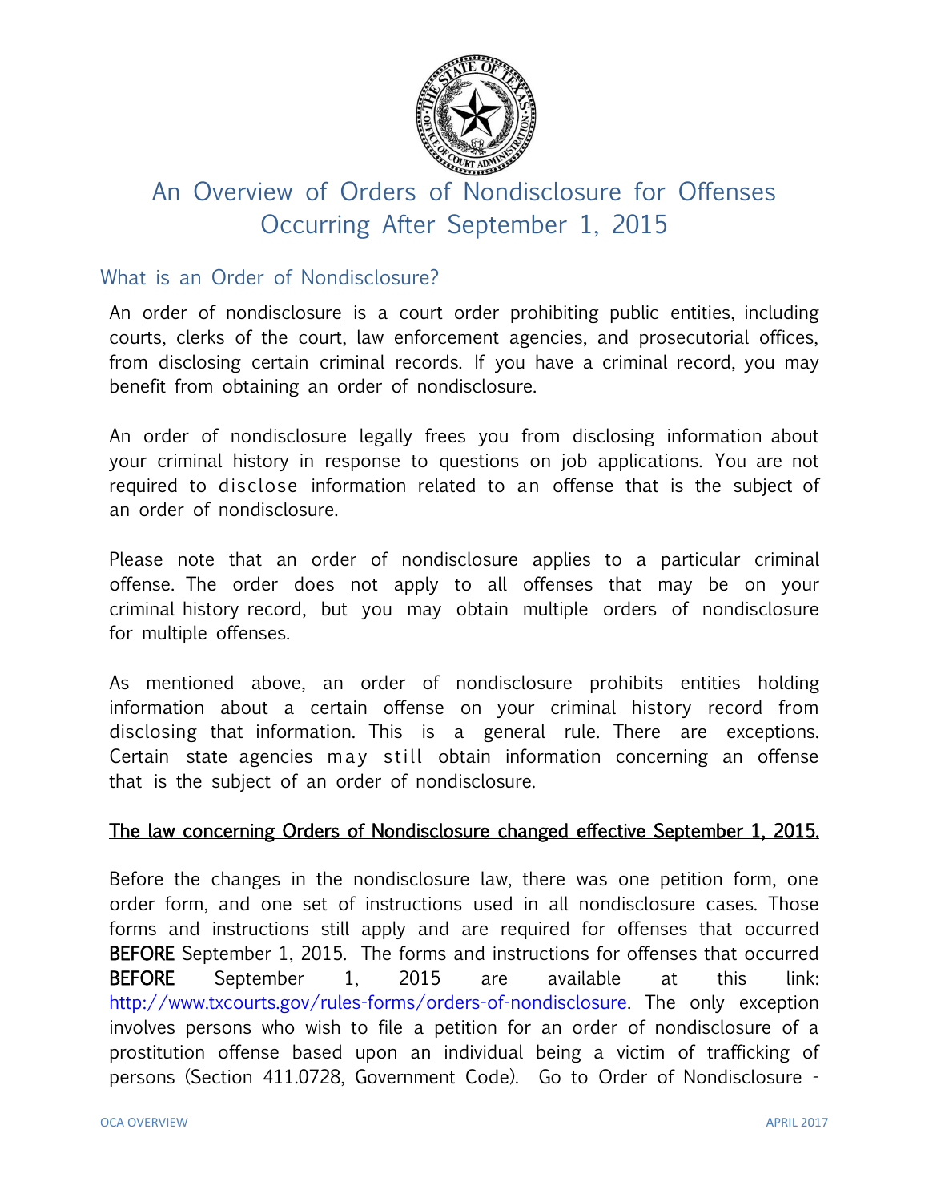# An Overview of Orders of Nondisclosure for Offenses Occurring After September 1, 2015

## What is an Order of Nondisclosure?

An order of nondisclosure is a court order prohibiting public entities, including courts, clerks of the court, law enforcement agencies, and prosecutorial offices, from disclosing certain criminal records. If you have a criminal record, you may benefit from obtaining an order of nondisclosure.

An order of nondisclosure legally frees you from disclosing information about your criminal history in response to questions on job applications. You are not required to disclose information related to an offense that is the subject of an order of nondisclosure.

Please note that an order of nondisclosure applies to a particular criminal offense. The order does not apply to all offenses that may be on your criminal history record, but you may obtain multiple orders of nondisclosure for multiple offenses.

As mentioned above, an order of nondisclosure prohibits entities holding information about a certain offense on your criminal history record from disclosing that information. This is a general rule. There are exceptions. Certain state agencies may still obtain information concerning an offense that is the subject of an order of nondisclosure.

**The law concerning Orders of Nondisclosure changed effective September 1, 2015.**

Before the changes in the nondisclosure law, there was one petition form, one order form, and one set of instructions used in all nondisclosure cases. Those forms and instructions still apply and are required for offenses that occurred **BEFORE** September 1, 2015. The forms and instructions for offenses that occurred **BEFORE** September 1, 2015 are available at this link: http://www.txcourts.gov/rules-forms/orders-of-nondisclosure. The only exception involves persons who wish to file a petition for an order of nondisclosure of a prostitution offense based upon an individual being a victim of trafficking of persons (Section 411.0728, Government Code). Go to Order of Nondisclosure -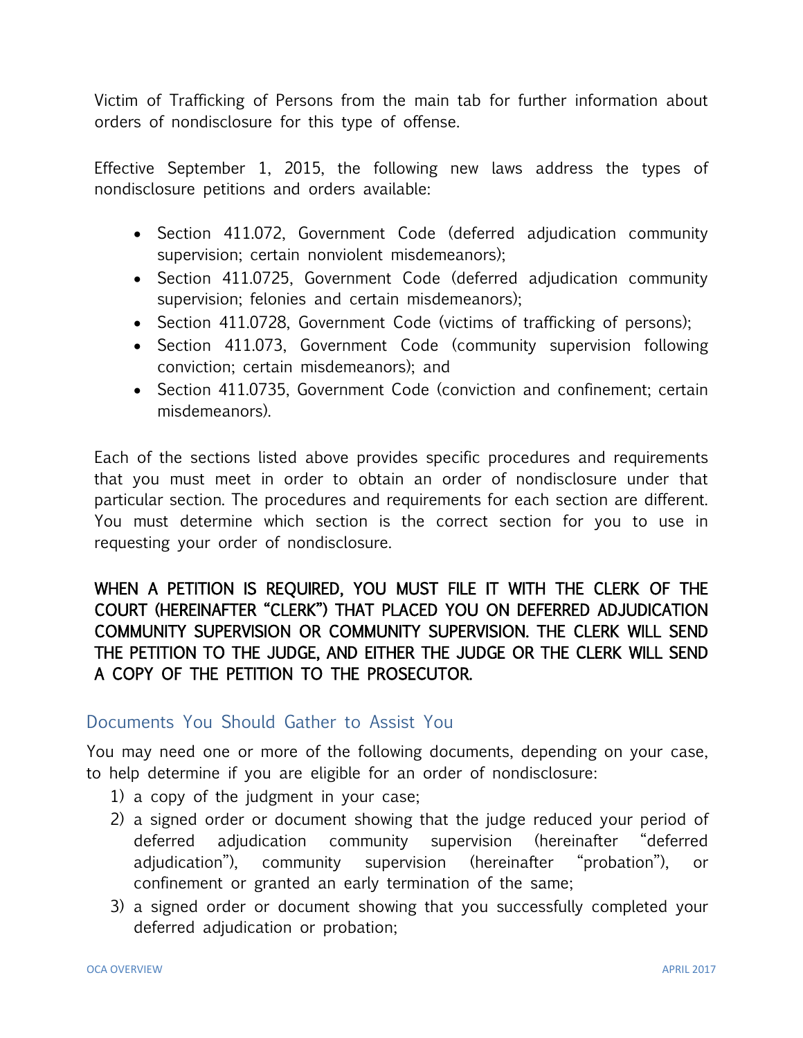Victim of Trafficking of Persons from the main tab for further information about orders of nondisclosure for this type of offense.

Effective September 1, 2015, the following new laws address the types of nondisclosure petitions and orders available:

- Section 411.072, Government Code (deferred adjudication community supervision; certain nonviolent misdemeanors);
- Section 411.0725, Government Code (deferred adjudication community supervision; felonies and certain misdemeanors);
- Section 411.0728, Government Code (victims of trafficking of persons);
- Section 411.073, Government Code (community supervision following conviction; certain misdemeanors); and
- Section 411.0735, Government Code (conviction and confinement; certain misdemeanors).

Each of the sections listed above provides specific procedures and requirements that you must meet in order to obtain an order of nondisclosure under that particular section. The procedures and requirements for each section are different. You must determine which section is the correct section for you to use in requesting your order of nondisclosure.

**WHEN A PETITION IS REQUIRED, YOU MUST FILE IT WITH THE CLERK OF THE COURT (HEREINAFTER "CLERK") THAT PLACED YOU ON DEFERRED ADJUDICATION COMMUNITY SUPERVISION OR COMMUNITY SUPERVISION. THE CLERK WILL SEND THE PETITION TO THE JUDGE, AND EITHER THE JUDGE OR THE CLERK WILL SEND A COPY OF THE PETITION TO THE PROSECUTOR.**

## Documents You Should Gather to Assist You

You may need one or more of the following documents, depending on your case, to help determine if you are eligible for an order of nondisclosure:

1) a copy of the judgment in your case;
2) a signed order or document showing that the judge reduced your period of deferred adjudication community supervision (hereinafter "deferred adjudication"), community supervision (hereinafter "probation"), or confinement or granted an early termination of the same;
3) a signed order or document showing that you successfully completed your deferred adjudication or probation;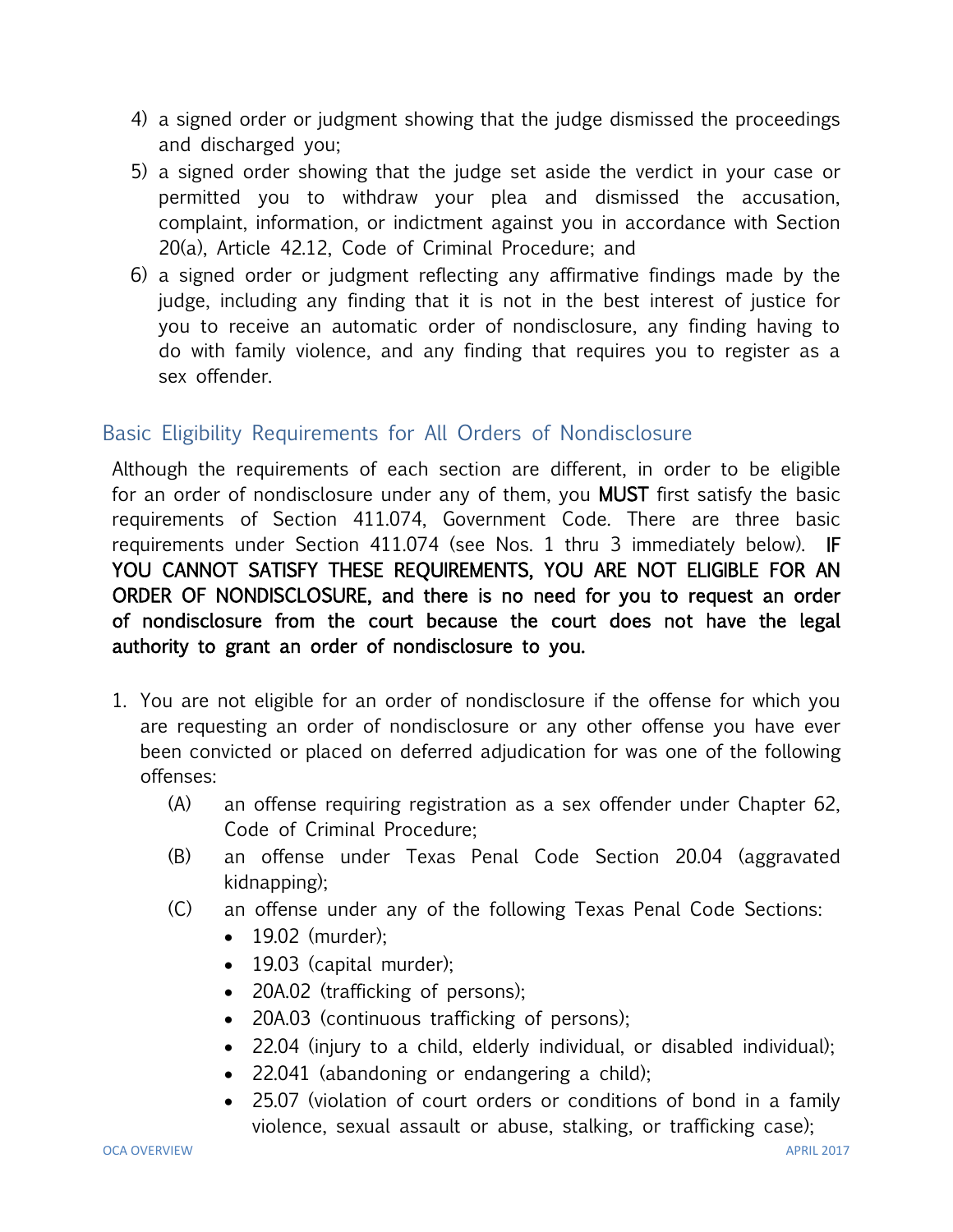4) a signed order or judgment showing that the judge dismissed the proceedings and discharged you;
5) a signed order showing that the judge set aside the verdict in your case or permitted you to withdraw your plea and dismissed the accusation, complaint, information, or indictment against you in accordance with Section 20(a), Article 42.12, Code of Criminal Procedure; and
6) a signed order or judgment reflecting any affirmative findings made by the judge, including any finding that it is not in the best interest of justice for you to receive an automatic order of nondisclosure, any finding having to do with family violence, and any finding that requires you to register as a sex offender.

## Basic Eligibility Requirements for All Orders of Nondisclosure

Although the requirements of each section are different, in order to be eligible for an order of nondisclosure under any of them, you **MUST** first satisfy the basic requirements of Section 411.074, Government Code. There are three basic requirements under Section 411.074 (see Nos. 1 thru 3 immediately below). **IF YOU CANNOT SATISFY THESE REQUIREMENTS, YOU ARE NOT ELIGIBLE FOR AN ORDER OF NONDISCLOSURE, and there is no need for you to request an order of nondisclosure from the court because the court does not have the legal authority to grant an order of nondisclosure to you.**

1. You are not eligible for an order of nondisclosure if the offense for which you are requesting an order of nondisclosure or any other offense you have ever been convicted or placed on deferred adjudication for was one of the following offenses:
   - (A) an offense requiring registration as a sex offender under Chapter 62, Code of Criminal Procedure;
   - (B) an offense under Texas Penal Code Section 20.04 (aggravated kidnapping);
   - (C) an offense under any of the following Texas Penal Code Sections:
     - 19.02 (murder);
     - 19.03 (capital murder);
     - 20A.02 (trafficking of persons);
     - 20A.03 (continuous trafficking of persons);
     - 22.04 (injury to a child, elderly individual, or disabled individual);
     - 22.041 (abandoning or endangering a child);
     - 25.07 (violation of court orders or conditions of bond in a family violence, sexual assault or abuse, stalking, or trafficking case);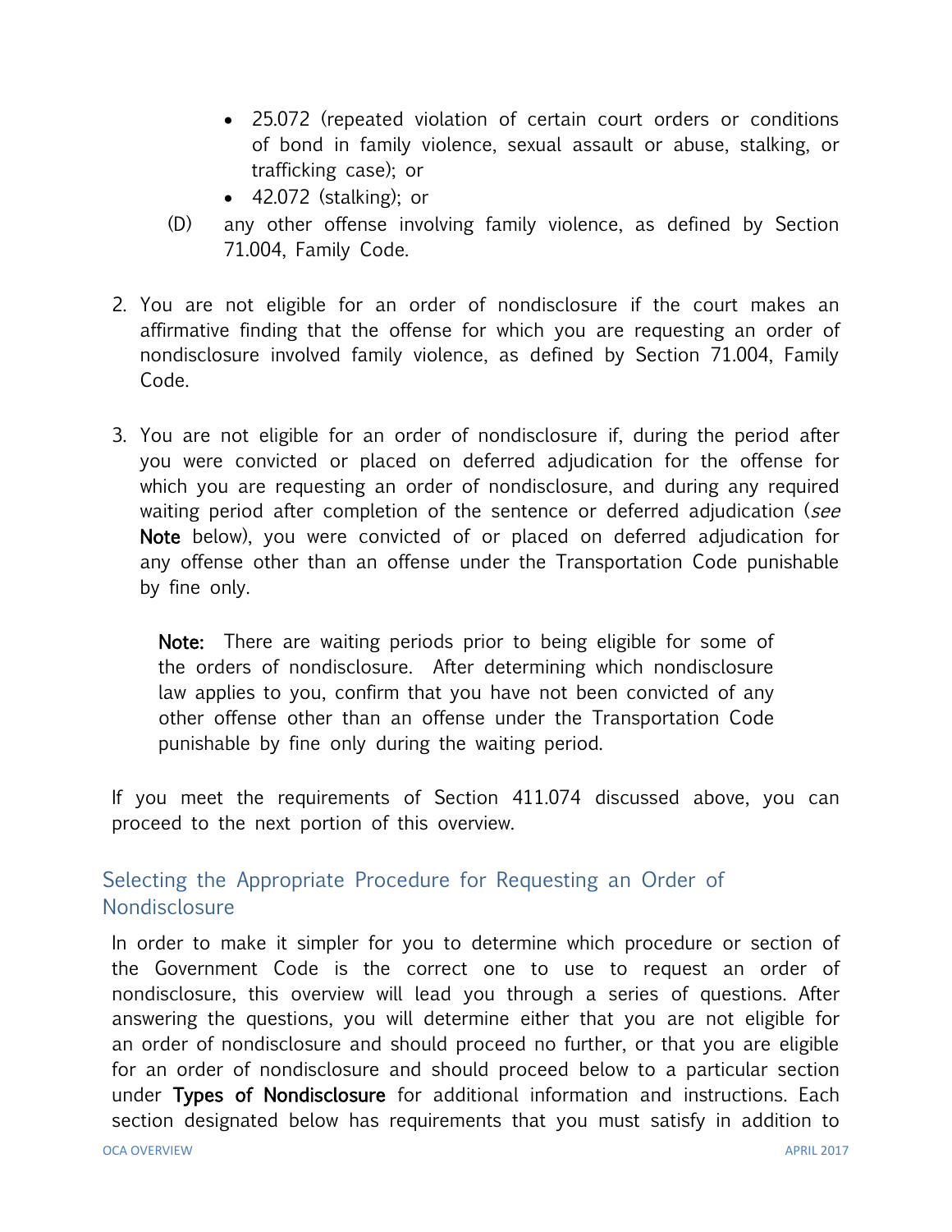- 25.072 (repeated violation of certain court orders or conditions of bond in family violence, sexual assault or abuse, stalking, or trafficking case); or
- 42.072 (stalking); or

(D) any other offense involving family violence, as defined by Section 71.004, Family Code.

2. You are not eligible for an order of nondisclosure if the court makes an affirmative finding that the offense for which you are requesting an order of nondisclosure involved family violence, as defined by Section 71.004, Family Code.

3. You are not eligible for an order of nondisclosure if, during the period after you were convicted or placed on deferred adjudication for the offense for which you are requesting an order of nondisclosure, and during any required waiting period after completion of the sentence or deferred adjudication (*see* **Note** below), you were convicted of or placed on deferred adjudication for any offense other than an offense under the Transportation Code punishable by fine only.

   **Note:** There are waiting periods prior to being eligible for some of the orders of nondisclosure. After determining which nondisclosure law applies to you, confirm that you have not been convicted of any other offense other than an offense under the Transportation Code punishable by fine only during the waiting period.

If you meet the requirements of Section 411.074 discussed above, you can proceed to the next portion of this overview.

## Selecting the Appropriate Procedure for Requesting an Order of Nondisclosure

In order to make it simpler for you to determine which procedure or section of the Government Code is the correct one to use to request an order of nondisclosure, this overview will lead you through a series of questions. After answering the questions, you will determine either that you are not eligible for an order of nondisclosure and should proceed no further, or that you are eligible for an order of nondisclosure and should proceed below to a particular section under **Types of Nondisclosure** for additional information and instructions. Each section designated below has requirements that you must satisfy in addition to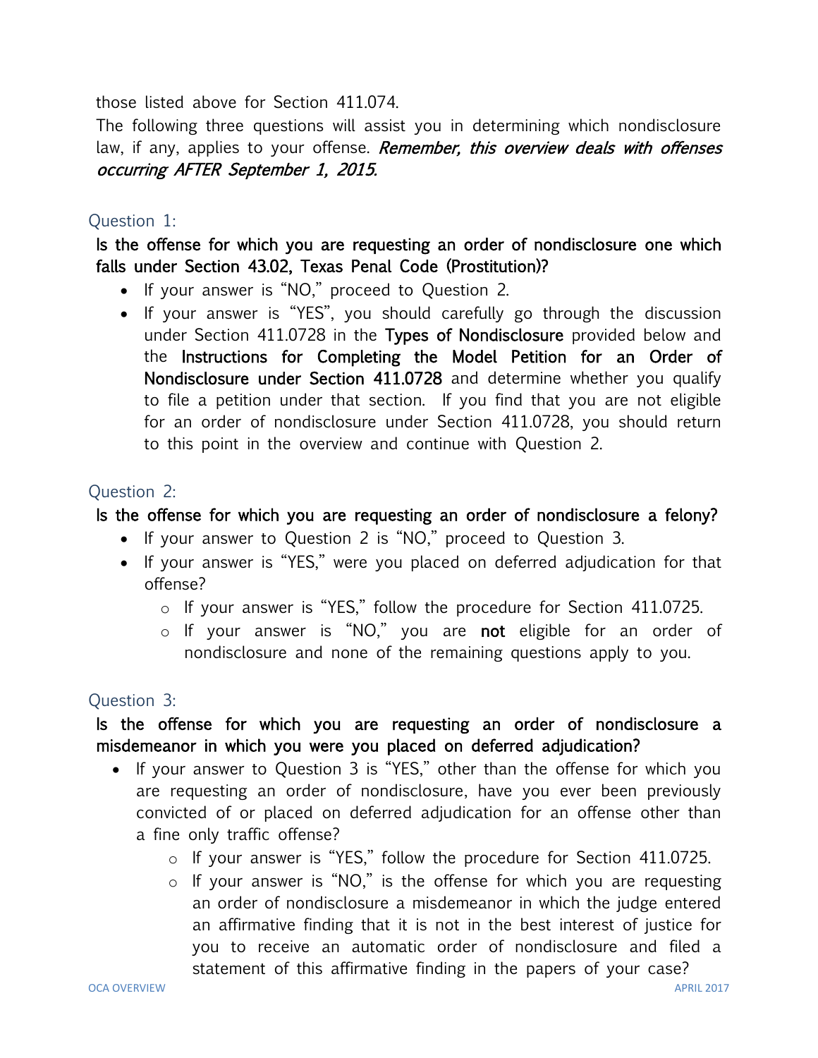those listed above for Section 411.074.

The following three questions will assist you in determining which nondisclosure law, if any, applies to your offense. ***Remember, this overview deals with offenses occurring AFTER September 1, 2015.***

### Question 1:

**Is the offense for which you are requesting an order of nondisclosure one which falls under Section 43.02, Texas Penal Code (Prostitution)?**

- If your answer is "NO," proceed to Question 2.
- If your answer is "YES", you should carefully go through the discussion under Section 411.0728 in the **Types of Nondisclosure** provided below and the **Instructions for Completing the Model Petition for an Order of Nondisclosure under Section 411.0728** and determine whether you qualify to file a petition under that section. If you find that you are not eligible for an order of nondisclosure under Section 411.0728, you should return to this point in the overview and continue with Question 2.

### Question 2:

**Is the offense for which you are requesting an order of nondisclosure a felony?**

- If your answer to Question 2 is "NO," proceed to Question 3.
- If your answer is "YES," were you placed on deferred adjudication for that offense?
    - If your answer is "YES," follow the procedure for Section 411.0725.
    - If your answer is "NO," you are **not** eligible for an order of nondisclosure and none of the remaining questions apply to you.

### Question 3:

**Is the offense for which you are requesting an order of nondisclosure a misdemeanor in which you were you placed on deferred adjudication?**

- If your answer to Question 3 is "YES," other than the offense for which you are requesting an order of nondisclosure, have you ever been previously convicted of or placed on deferred adjudication for an offense other than a fine only traffic offense?
    - If your answer is "YES," follow the procedure for Section 411.0725.
    - If your answer is "NO," is the offense for which you are requesting an order of nondisclosure a misdemeanor in which the judge entered an affirmative finding that it is not in the best interest of justice for you to receive an automatic order of nondisclosure and filed a statement of this affirmative finding in the papers of your case?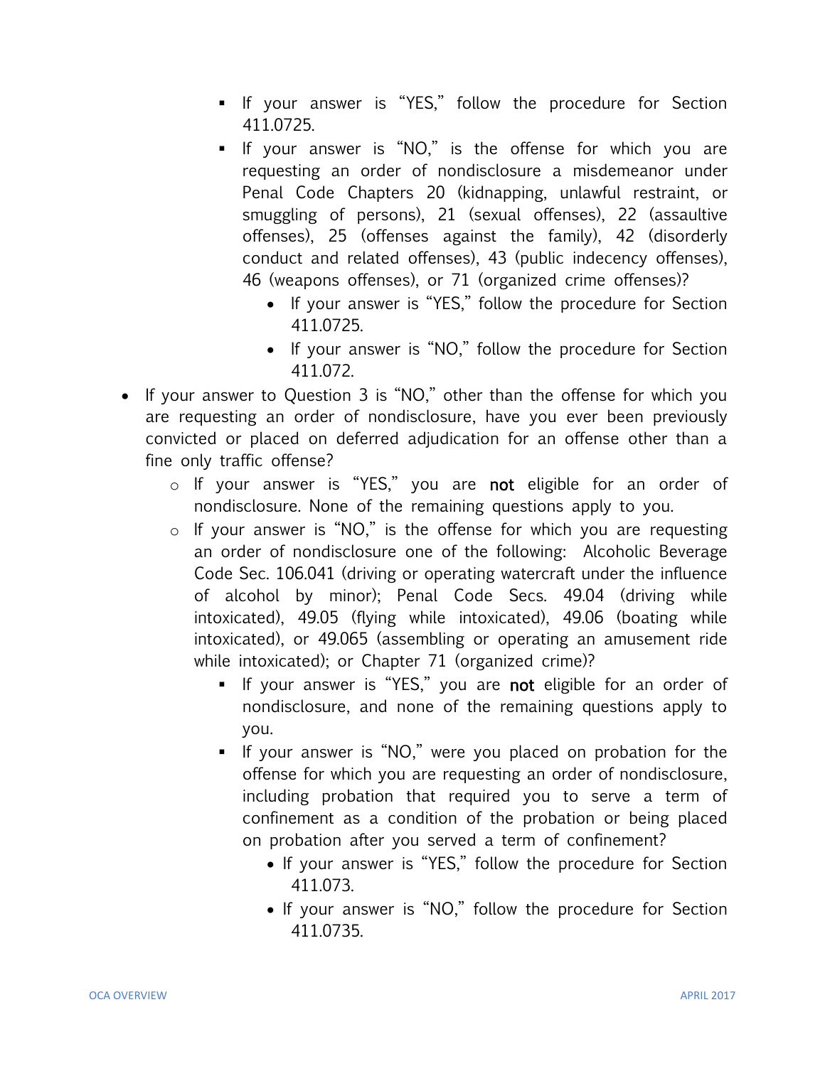- If your answer is "YES," follow the procedure for Section 411.0725.
      - If your answer is "NO," is the offense for which you are requesting an order of nondisclosure a misdemeanor under Penal Code Chapters 20 (kidnapping, unlawful restraint, or smuggling of persons), 21 (sexual offenses), 22 (assaultive offenses), 25 (offenses against the family), 42 (disorderly conduct and related offenses), 43 (public indecency offenses), 46 (weapons offenses), or 71 (organized crime offenses)?
        - If your answer is "YES," follow the procedure for Section 411.0725.
        - If your answer is "NO," follow the procedure for Section 411.072.

- If your answer to Question 3 is "NO," other than the offense for which you are requesting an order of nondisclosure, have you ever been previously convicted or placed on deferred adjudication for an offense other than a fine only traffic offense?
  - If your answer is "YES," you are **not** eligible for an order of nondisclosure. None of the remaining questions apply to you.
  - If your answer is "NO," is the offense for which you are requesting an order of nondisclosure one of the following: Alcoholic Beverage Code Sec. 106.041 (driving or operating watercraft under the influence of alcohol by minor); Penal Code Secs. 49.04 (driving while intoxicated), 49.05 (flying while intoxicated), 49.06 (boating while intoxicated), or 49.065 (assembling or operating an amusement ride while intoxicated); or Chapter 71 (organized crime)?
    - If your answer is "YES," you are **not** eligible for an order of nondisclosure, and none of the remaining questions apply to you.
    - If your answer is "NO," were you placed on probation for the offense for which you are requesting an order of nondisclosure, including probation that required you to serve a term of confinement as a condition of the probation or being placed on probation after you served a term of confinement?
      - If your answer is "YES," follow the procedure for Section 411.073.
      - If your answer is "NO," follow the procedure for Section 411.0735.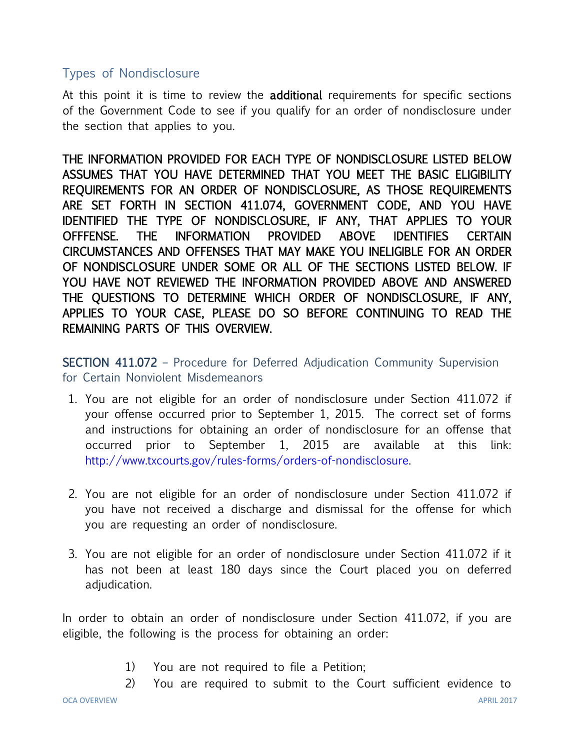## Types of Nondisclosure

At this point it is time to review the **additional** requirements for specific sections of the Government Code to see if you qualify for an order of nondisclosure under the section that applies to you.

**THE INFORMATION PROVIDED FOR EACH TYPE OF NONDISCLOSURE LISTED BELOW ASSUMES THAT YOU HAVE DETERMINED THAT YOU MEET THE BASIC ELIGIBILITY REQUIREMENTS FOR AN ORDER OF NONDISCLOSURE, AS THOSE REQUIREMENTS ARE SET FORTH IN SECTION 411.074, GOVERNMENT CODE, AND YOU HAVE IDENTIFIED THE TYPE OF NONDISCLOSURE, IF ANY, THAT APPLIES TO YOUR OFFFENSE. THE INFORMATION PROVIDED ABOVE IDENTIFIES CERTAIN CIRCUMSTANCES AND OFFENSES THAT MAY MAKE YOU INELIGIBLE FOR AN ORDER OF NONDISCLOSURE UNDER SOME OR ALL OF THE SECTIONS LISTED BELOW. IF YOU HAVE NOT REVIEWED THE INFORMATION PROVIDED ABOVE AND ANSWERED THE QUESTIONS TO DETERMINE WHICH ORDER OF NONDISCLOSURE, IF ANY, APPLIES TO YOUR CASE, PLEASE DO SO BEFORE CONTINUING TO READ THE REMAINING PARTS OF THIS OVERVIEW.**

### **SECTION 411.072** – Procedure for Deferred Adjudication Community Supervision for Certain Nonviolent Misdemeanors

1. You are not eligible for an order of nondisclosure under Section 411.072 if your offense occurred prior to September 1, 2015. The correct set of forms and instructions for obtaining an order of nondisclosure for an offense that occurred prior to September 1, 2015 are available at this link: http://www.txcourts.gov/rules-forms/orders-of-nondisclosure.

2. You are not eligible for an order of nondisclosure under Section 411.072 if you have not received a discharge and dismissal for the offense for which you are requesting an order of nondisclosure.

3. You are not eligible for an order of nondisclosure under Section 411.072 if it has not been at least 180 days since the Court placed you on deferred adjudication.

In order to obtain an order of nondisclosure under Section 411.072, if you are eligible, the following is the process for obtaining an order:

1) You are not required to file a Petition;
2) You are required to submit to the Court sufficient evidence to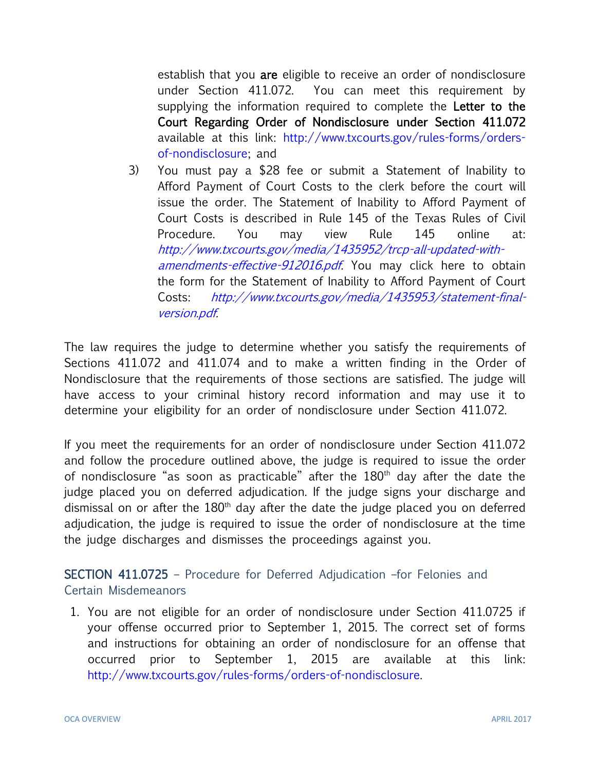establish that you **are** eligible to receive an order of nondisclosure under Section 411.072. You can meet this requirement by supplying the information required to complete the **Letter to the Court Regarding Order of Nondisclosure under Section 411.072** available at this link: http://www.txcourts.gov/rules-forms/orders-of-nondisclosure; and

3) You must pay a $28 fee or submit a Statement of Inability to Afford Payment of Court Costs to the clerk before the court will issue the order. The Statement of Inability to Afford Payment of Court Costs is described in Rule 145 of the Texas Rules of Civil Procedure. You may view Rule 145 online at: *http://www.txcourts.gov/media/1435952/trcp-all-updated-with-amendments-effective-912016.pdf.* You may click here to obtain the form for the Statement of Inability to Afford Payment of Court Costs: *http://www.txcourts.gov/media/1435953/statement-final-version.pdf.*

The law requires the judge to determine whether you satisfy the requirements of Sections 411.072 and 411.074 and to make a written finding in the Order of Nondisclosure that the requirements of those sections are satisfied. The judge will have access to your criminal history record information and may use it to determine your eligibility for an order of nondisclosure under Section 411.072.

If you meet the requirements for an order of nondisclosure under Section 411.072 and follow the procedure outlined above, the judge is required to issue the order of nondisclosure "as soon as practicable" after the 180th day after the date the judge placed you on deferred adjudication. If the judge signs your discharge and dismissal on or after the 180th day after the date the judge placed you on deferred adjudication, the judge is required to issue the order of nondisclosure at the time the judge discharges and dismisses the proceedings against you.

## SECTION 411.0725 – Procedure for Deferred Adjudication –for Felonies and Certain Misdemeanors

1. You are not eligible for an order of nondisclosure under Section 411.0725 if your offense occurred prior to September 1, 2015. The correct set of forms and instructions for obtaining an order of nondisclosure for an offense that occurred prior to September 1, 2015 are available at this link: http://www.txcourts.gov/rules-forms/orders-of-nondisclosure.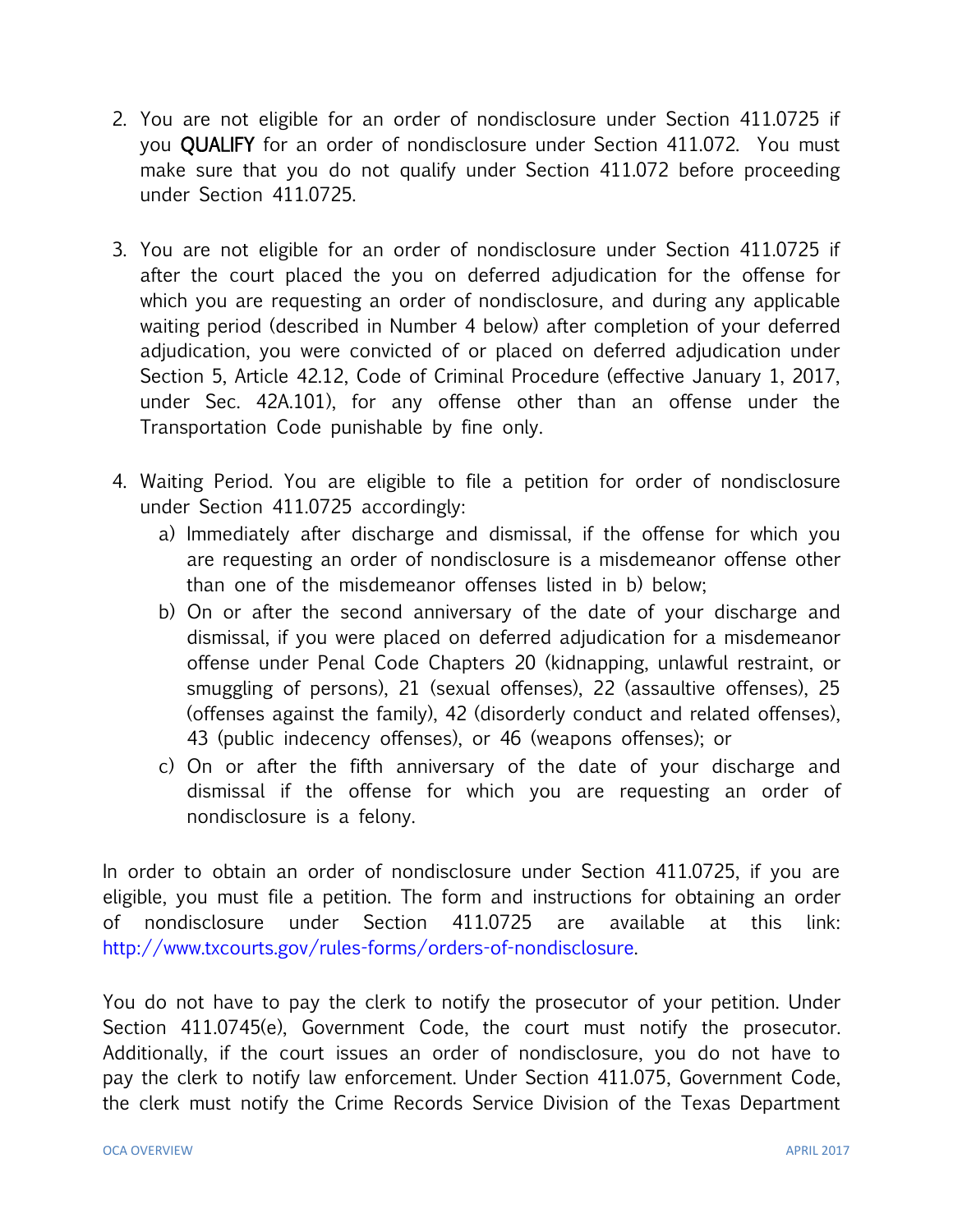2. You are not eligible for an order of nondisclosure under Section 411.0725 if you **QUALIFY** for an order of nondisclosure under Section 411.072. You must make sure that you do not qualify under Section 411.072 before proceeding under Section 411.0725.

3. You are not eligible for an order of nondisclosure under Section 411.0725 if after the court placed the you on deferred adjudication for the offense for which you are requesting an order of nondisclosure, and during any applicable waiting period (described in Number 4 below) after completion of your deferred adjudication, you were convicted of or placed on deferred adjudication under Section 5, Article 42.12, Code of Criminal Procedure (effective January 1, 2017, under Sec. 42A.101), for any offense other than an offense under the Transportation Code punishable by fine only.

4. Waiting Period. You are eligible to file a petition for order of nondisclosure under Section 411.0725 accordingly:
   a) Immediately after discharge and dismissal, if the offense for which you are requesting an order of nondisclosure is a misdemeanor offense other than one of the misdemeanor offenses listed in b) below;
   b) On or after the second anniversary of the date of your discharge and dismissal, if you were placed on deferred adjudication for a misdemeanor offense under Penal Code Chapters 20 (kidnapping, unlawful restraint, or smuggling of persons), 21 (sexual offenses), 22 (assaultive offenses), 25 (offenses against the family), 42 (disorderly conduct and related offenses), 43 (public indecency offenses), or 46 (weapons offenses); or
   c) On or after the fifth anniversary of the date of your discharge and dismissal if the offense for which you are requesting an order of nondisclosure is a felony.

In order to obtain an order of nondisclosure under Section 411.0725, if you are eligible, you must file a petition. The form and instructions for obtaining an order of nondisclosure under Section 411.0725 are available at this link: http://www.txcourts.gov/rules-forms/orders-of-nondisclosure.

You do not have to pay the clerk to notify the prosecutor of your petition. Under Section 411.0745(e), Government Code, the court must notify the prosecutor. Additionally, if the court issues an order of nondisclosure, you do not have to pay the clerk to notify law enforcement. Under Section 411.075, Government Code, the clerk must notify the Crime Records Service Division of the Texas Department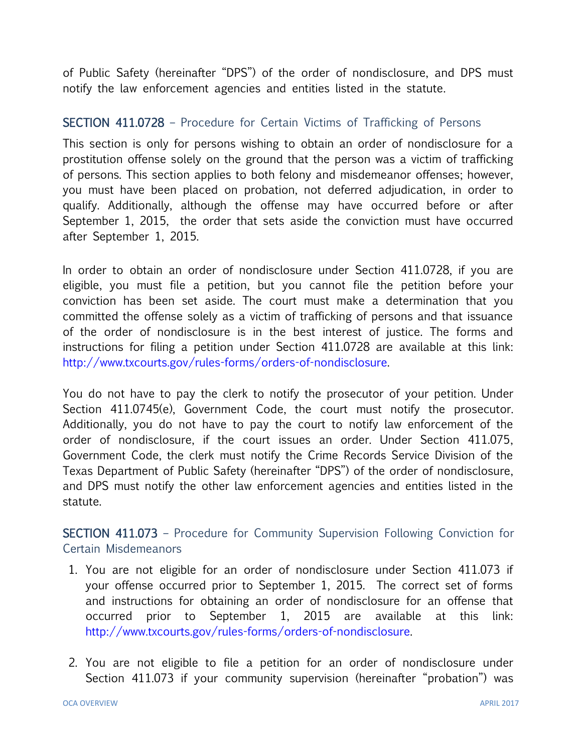of Public Safety (hereinafter "DPS") of the order of nondisclosure, and DPS must notify the law enforcement agencies and entities listed in the statute.

## SECTION 411.0728 – Procedure for Certain Victims of Trafficking of Persons

This section is only for persons wishing to obtain an order of nondisclosure for a prostitution offense solely on the ground that the person was a victim of trafficking of persons. This section applies to both felony and misdemeanor offenses; however, you must have been placed on probation, not deferred adjudication, in order to qualify. Additionally, although the offense may have occurred before or after September 1, 2015, the order that sets aside the conviction must have occurred after September 1, 2015.

In order to obtain an order of nondisclosure under Section 411.0728, if you are eligible, you must file a petition, but you cannot file the petition before your conviction has been set aside. The court must make a determination that you committed the offense solely as a victim of trafficking of persons and that issuance of the order of nondisclosure is in the best interest of justice. The forms and instructions for filing a petition under Section 411.0728 are available at this link: http://www.txcourts.gov/rules-forms/orders-of-nondisclosure.

You do not have to pay the clerk to notify the prosecutor of your petition. Under Section 411.0745(e), Government Code, the court must notify the prosecutor. Additionally, you do not have to pay the court to notify law enforcement of the order of nondisclosure, if the court issues an order. Under Section 411.075, Government Code, the clerk must notify the Crime Records Service Division of the Texas Department of Public Safety (hereinafter "DPS") of the order of nondisclosure, and DPS must notify the other law enforcement agencies and entities listed in the statute.

## SECTION 411.073 – Procedure for Community Supervision Following Conviction for Certain Misdemeanors

1. You are not eligible for an order of nondisclosure under Section 411.073 if your offense occurred prior to September 1, 2015. The correct set of forms and instructions for obtaining an order of nondisclosure for an offense that occurred prior to September 1, 2015 are available at this link: http://www.txcourts.gov/rules-forms/orders-of-nondisclosure.

2. You are not eligible to file a petition for an order of nondisclosure under Section 411.073 if your community supervision (hereinafter "probation") was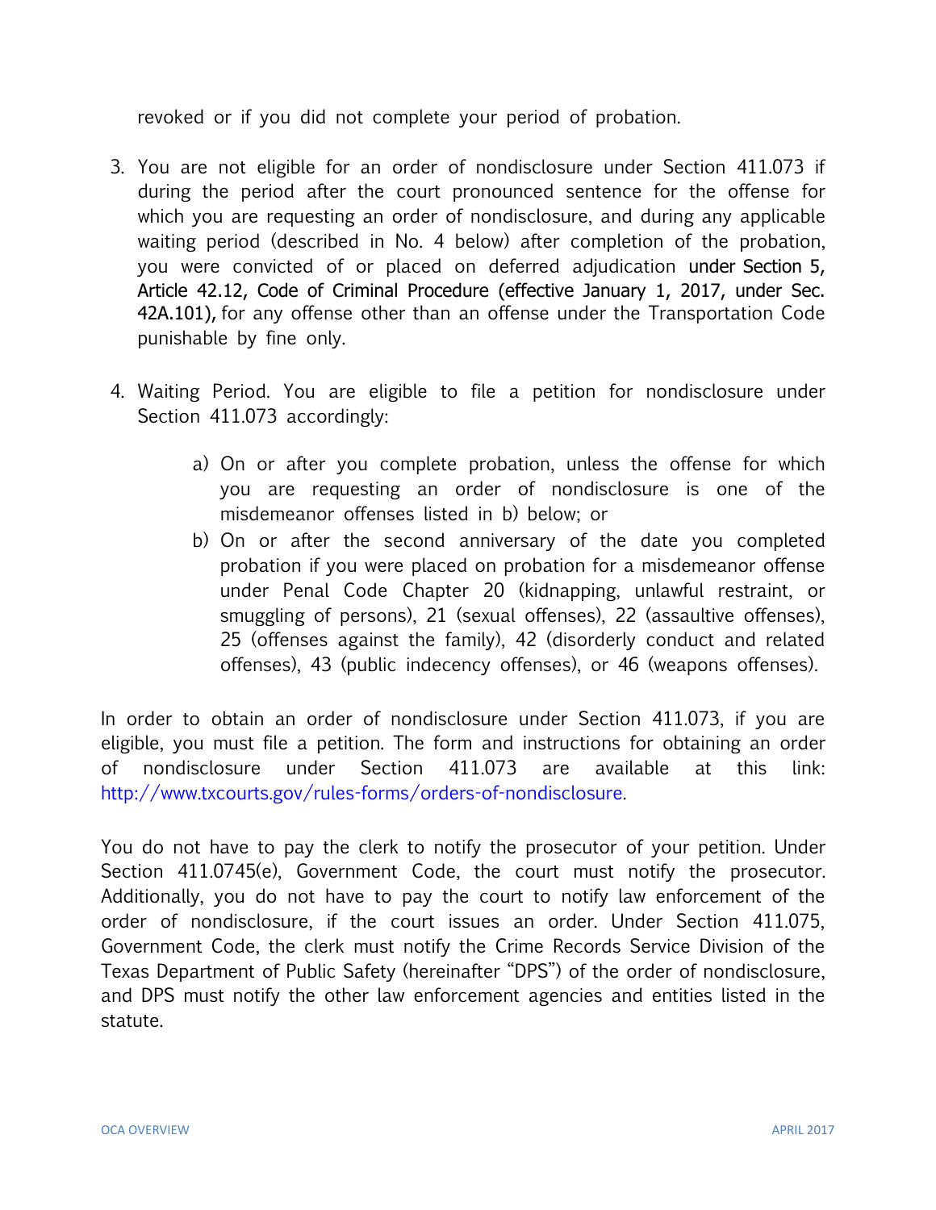revoked or if you did not complete your period of probation.

3. You are not eligible for an order of nondisclosure under Section 411.073 if during the period after the court pronounced sentence for the offense for which you are requesting an order of nondisclosure, and during any applicable waiting period (described in No. 4 below) after completion of the probation, you were convicted of or placed on deferred adjudication under Section 5, Article 42.12, Code of Criminal Procedure (effective January 1, 2017, under Sec. 42A.101), for any offense other than an offense under the Transportation Code punishable by fine only.

4. Waiting Period. You are eligible to file a petition for nondisclosure under Section 411.073 accordingly:

   a) On or after you complete probation, unless the offense for which you are requesting an order of nondisclosure is one of the misdemeanor offenses listed in b) below; or
   b) On or after the second anniversary of the date you completed probation if you were placed on probation for a misdemeanor offense under Penal Code Chapter 20 (kidnapping, unlawful restraint, or smuggling of persons), 21 (sexual offenses), 22 (assaultive offenses), 25 (offenses against the family), 42 (disorderly conduct and related offenses), 43 (public indecency offenses), or 46 (weapons offenses).

In order to obtain an order of nondisclosure under Section 411.073, if you are eligible, you must file a petition. The form and instructions for obtaining an order of nondisclosure under Section 411.073 are available at this link: http://www.txcourts.gov/rules-forms/orders-of-nondisclosure.

You do not have to pay the clerk to notify the prosecutor of your petition. Under Section 411.0745(e), Government Code, the court must notify the prosecutor. Additionally, you do not have to pay the court to notify law enforcement of the order of nondisclosure, if the court issues an order. Under Section 411.075, Government Code, the clerk must notify the Crime Records Service Division of the Texas Department of Public Safety (hereinafter "DPS") of the order of nondisclosure, and DPS must notify the other law enforcement agencies and entities listed in the statute.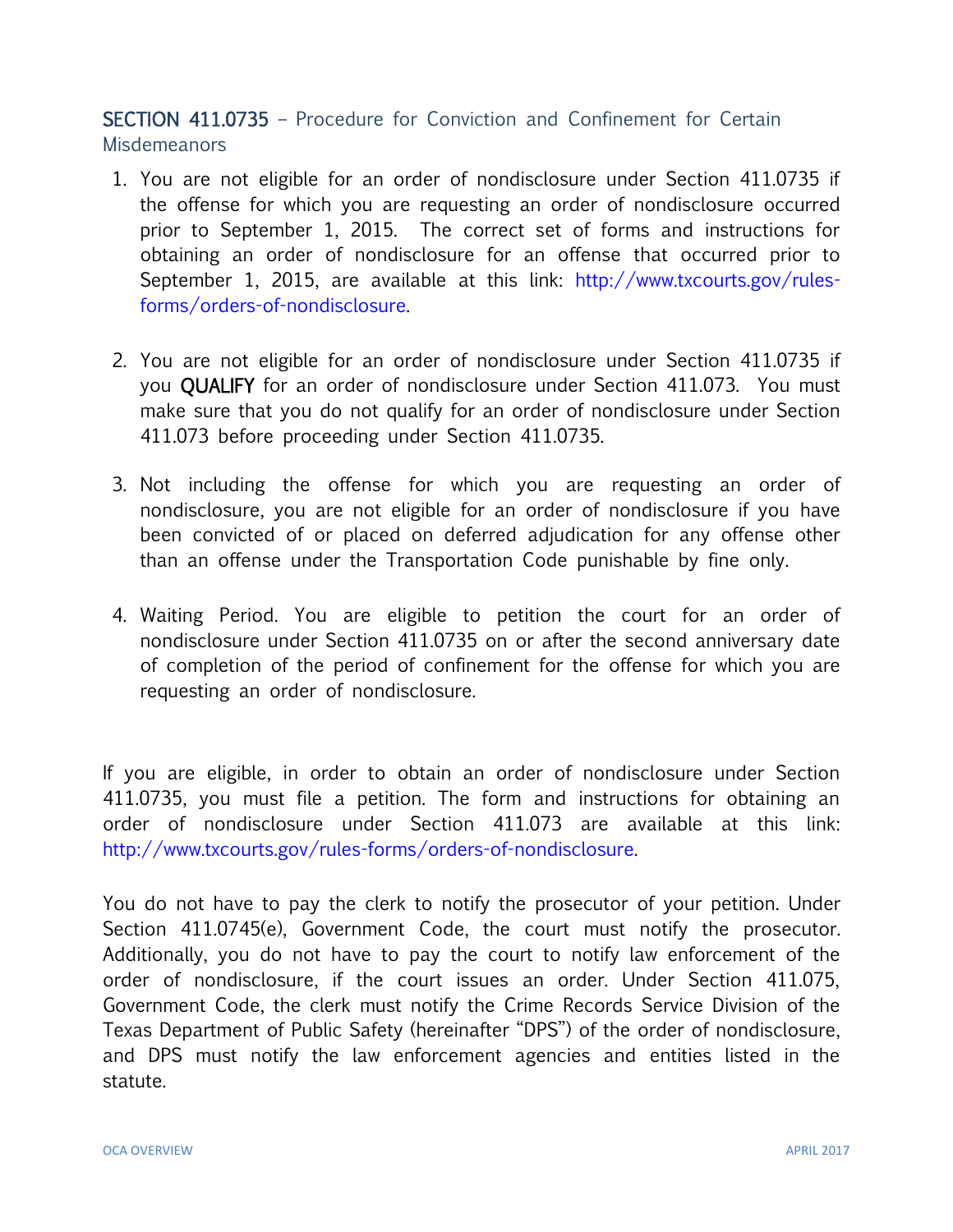## SECTION 411.0735 – Procedure for Conviction and Confinement for Certain Misdemeanors

1. You are not eligible for an order of nondisclosure under Section 411.0735 if the offense for which you are requesting an order of nondisclosure occurred prior to September 1, 2015. The correct set of forms and instructions for obtaining an order of nondisclosure for an offense that occurred prior to September 1, 2015, are available at this link: http://www.txcourts.gov/rules-forms/orders-of-nondisclosure.

2. You are not eligible for an order of nondisclosure under Section 411.0735 if you **QUALIFY** for an order of nondisclosure under Section 411.073. You must make sure that you do not qualify for an order of nondisclosure under Section 411.073 before proceeding under Section 411.0735.

3. Not including the offense for which you are requesting an order of nondisclosure, you are not eligible for an order of nondisclosure if you have been convicted of or placed on deferred adjudication for any offense other than an offense under the Transportation Code punishable by fine only.

4. Waiting Period. You are eligible to petition the court for an order of nondisclosure under Section 411.0735 on or after the second anniversary date of completion of the period of confinement for the offense for which you are requesting an order of nondisclosure.

If you are eligible, in order to obtain an order of nondisclosure under Section 411.0735, you must file a petition. The form and instructions for obtaining an order of nondisclosure under Section 411.073 are available at this link: http://www.txcourts.gov/rules-forms/orders-of-nondisclosure.

You do not have to pay the clerk to notify the prosecutor of your petition. Under Section 411.0745(e), Government Code, the court must notify the prosecutor. Additionally, you do not have to pay the court to notify law enforcement of the order of nondisclosure, if the court issues an order. Under Section 411.075, Government Code, the clerk must notify the Crime Records Service Division of the Texas Department of Public Safety (hereinafter "DPS") of the order of nondisclosure, and DPS must notify the law enforcement agencies and entities listed in the statute.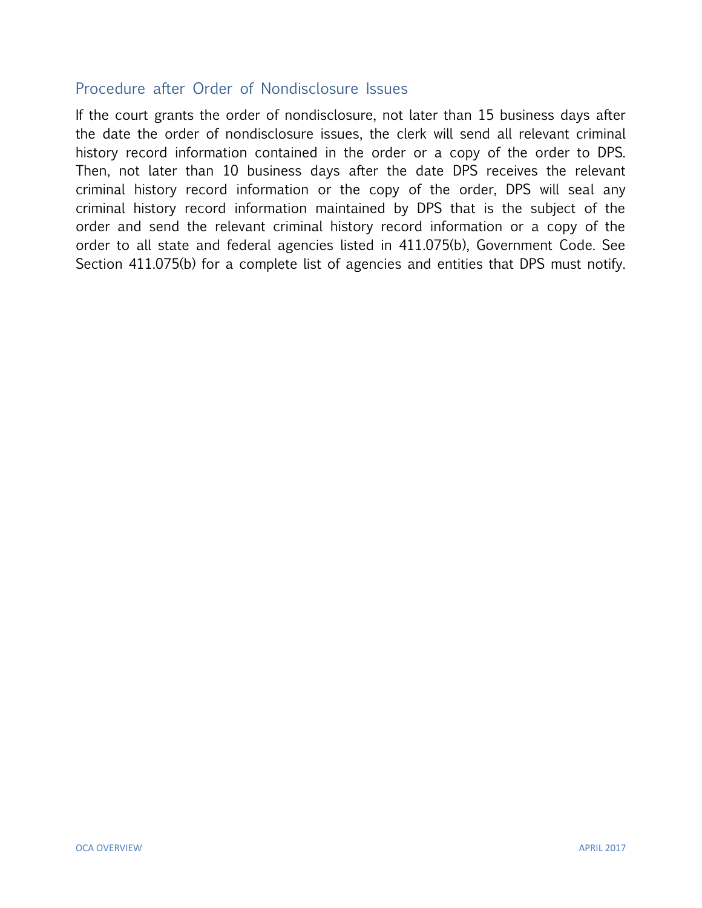## Procedure after Order of Nondisclosure Issues

If the court grants the order of nondisclosure, not later than 15 business days after the date the order of nondisclosure issues, the clerk will send all relevant criminal history record information contained in the order or a copy of the order to DPS. Then, not later than 10 business days after the date DPS receives the relevant criminal history record information or the copy of the order, DPS will seal any criminal history record information maintained by DPS that is the subject of the order and send the relevant criminal history record information or a copy of the order to all state and federal agencies listed in 411.075(b), Government Code. See Section 411.075(b) for a complete list of agencies and entities that DPS must notify.